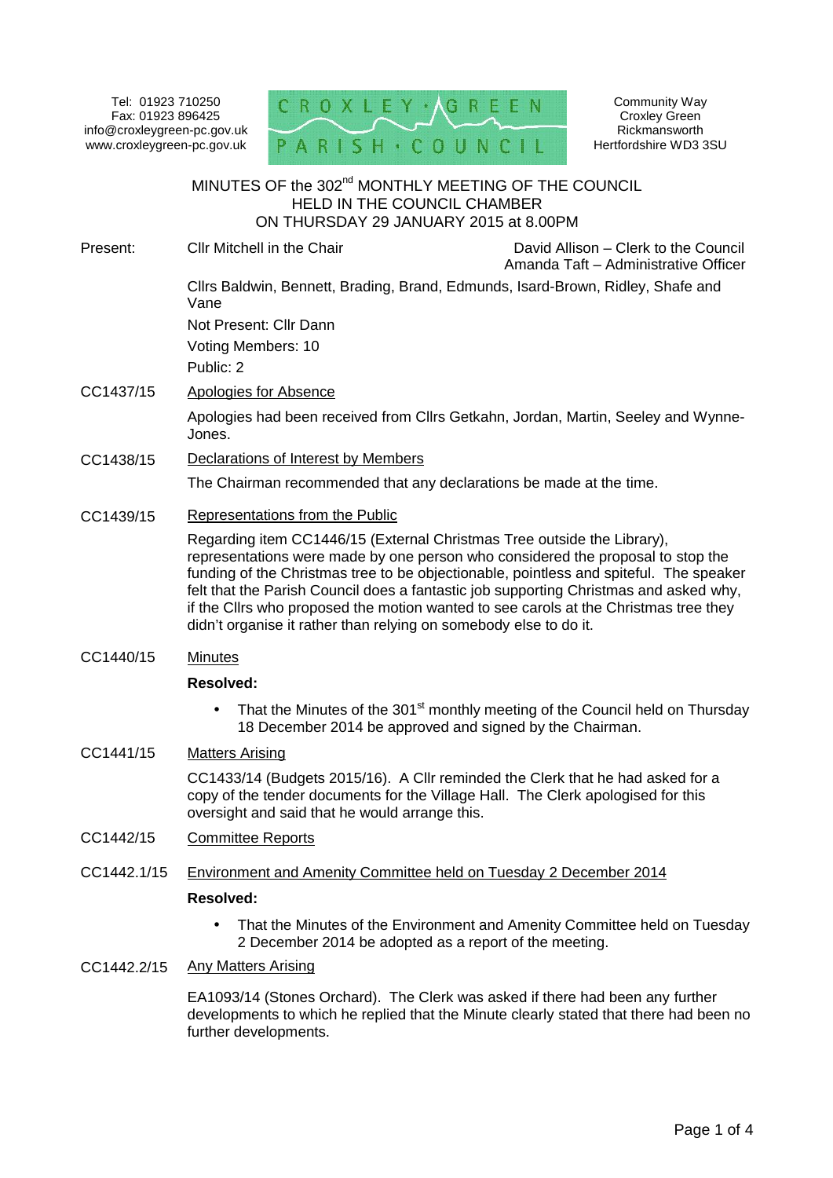Tel: 01923 710250
Fax: 01923 896425
info@croxleygreen-pc.gov.uk
www.croxleygreen-pc.gov.uk

CROXLEY · GREEN PARISH · COUNCIL

Community Way
Croxley Green
Rickmansworth
Hertfordshire WD3 3SU

# MINUTES OF the 302[nd] MONTHLY MEETING OF THE COUNCIL HELD IN THE COUNCIL CHAMBER ON THURSDAY 29 JANUARY 2015 at 8.00PM

**Present:** Cllr Mitchell in the Chair

David Allison – Clerk to the Council
Amanda Taft – Administrative Officer

Cllrs Baldwin, Bennett, Brading, Brand, Edmunds, Isard-Brown, Ridley, Shafe and Vane

Not Present: Cllr Dann

Voting Members: 10

Public: 2

**CC1437/15** Apologies for Absence

Apologies had been received from Cllrs Getkahn, Jordan, Martin, Seeley and Wynne-Jones.

**CC1438/15** Declarations of Interest by Members

The Chairman recommended that any declarations be made at the time.

**CC1439/15** Representations from the Public

Regarding item CC1446/15 (External Christmas Tree outside the Library), representations were made by one person who considered the proposal to stop the funding of the Christmas tree to be objectionable, pointless and spiteful. The speaker felt that the Parish Council does a fantastic job supporting Christmas and asked why, if the Cllrs who proposed the motion wanted to see carols at the Christmas tree they didn't organise it rather than relying on somebody else to do it.

**CC1440/15** Minutes

**Resolved:**

- That the Minutes of the 301[st] monthly meeting of the Council held on Thursday 18 December 2014 be approved and signed by the Chairman.

**CC1441/15** Matters Arising

CC1433/14 (Budgets 2015/16). A Cllr reminded the Clerk that he had asked for a copy of the tender documents for the Village Hall. The Clerk apologised for this oversight and said that he would arrange this.

**CC1442/15** Committee Reports

**CC1442.1/15** Environment and Amenity Committee held on Tuesday 2 December 2014

**Resolved:**

- That the Minutes of the Environment and Amenity Committee held on Tuesday 2 December 2014 be adopted as a report of the meeting.

**CC1442.2/15** Any Matters Arising

EA1093/14 (Stones Orchard). The Clerk was asked if there had been any further developments to which he replied that the Minute clearly stated that there had been no further developments.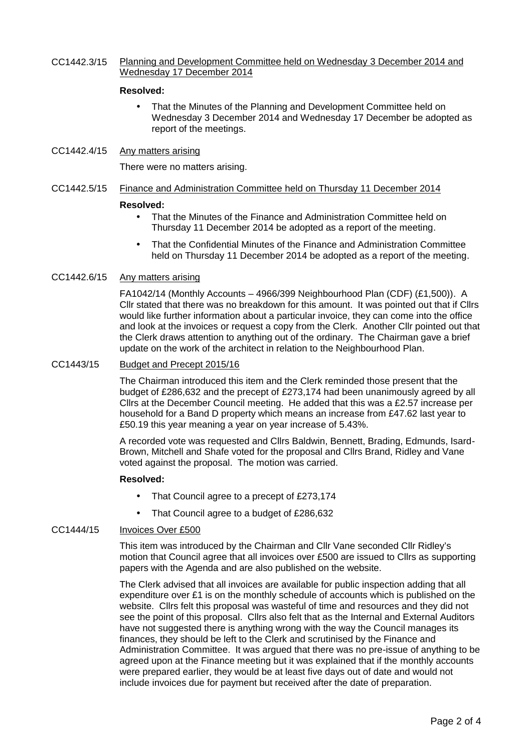CC1442.3/15 Planning and Development Committee held on Wednesday 3 December 2014 and Wednesday 17 December 2014

**Resolved:**

- That the Minutes of the Planning and Development Committee held on Wednesday 3 December 2014 and Wednesday 17 December be adopted as report of the meetings.

CC1442.4/15 Any matters arising

There were no matters arising.

CC1442.5/15 Finance and Administration Committee held on Thursday 11 December 2014

**Resolved:**

- That the Minutes of the Finance and Administration Committee held on Thursday 11 December 2014 be adopted as a report of the meeting.
- That the Confidential Minutes of the Finance and Administration Committee held on Thursday 11 December 2014 be adopted as a report of the meeting.

CC1442.6/15 Any matters arising

FA1042/14 (Monthly Accounts – 4966/399 Neighbourhood Plan (CDF) (£1,500)). A Cllr stated that there was no breakdown for this amount. It was pointed out that if Cllrs would like further information about a particular invoice, they can come into the office and look at the invoices or request a copy from the Clerk. Another Cllr pointed out that the Clerk draws attention to anything out of the ordinary. The Chairman gave a brief update on the work of the architect in relation to the Neighbourhood Plan.

CC1443/15 Budget and Precept 2015/16

The Chairman introduced this item and the Clerk reminded those present that the budget of £286,632 and the precept of £273,174 had been unanimously agreed by all Cllrs at the December Council meeting. He added that this was a £2.57 increase per household for a Band D property which means an increase from £47.62 last year to £50.19 this year meaning a year on year increase of 5.43%.

A recorded vote was requested and Cllrs Baldwin, Bennett, Brading, Edmunds, Isard-Brown, Mitchell and Shafe voted for the proposal and Cllrs Brand, Ridley and Vane voted against the proposal. The motion was carried.

**Resolved:**

- That Council agree to a precept of £273,174
- That Council agree to a budget of £286,632

CC1444/15 Invoices Over £500

This item was introduced by the Chairman and Cllr Vane seconded Cllr Ridley's motion that Council agree that all invoices over £500 are issued to Cllrs as supporting papers with the Agenda and are also published on the website.

The Clerk advised that all invoices are available for public inspection adding that all expenditure over £1 is on the monthly schedule of accounts which is published on the website. Cllrs felt this proposal was wasteful of time and resources and they did not see the point of this proposal. Cllrs also felt that as the Internal and External Auditors have not suggested there is anything wrong with the way the Council manages its finances, they should be left to the Clerk and scrutinised by the Finance and Administration Committee. It was argued that there was no pre-issue of anything to be agreed upon at the Finance meeting but it was explained that if the monthly accounts were prepared earlier, they would be at least five days out of date and would not include invoices due for payment but received after the date of preparation.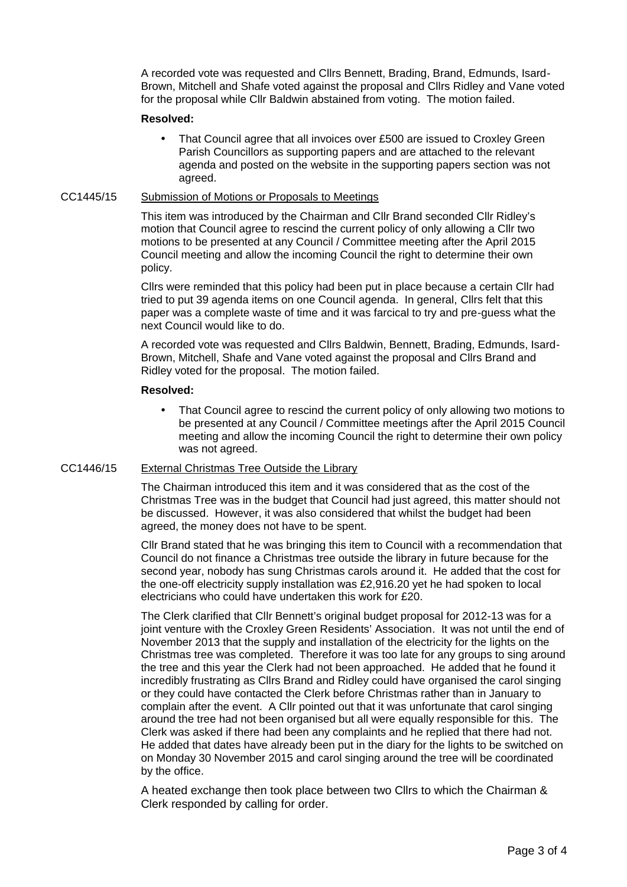A recorded vote was requested and Cllrs Bennett, Brading, Brand, Edmunds, Isard-Brown, Mitchell and Shafe voted against the proposal and Cllrs Ridley and Vane voted for the proposal while Cllr Baldwin abstained from voting. The motion failed.

**Resolved:**

- That Council agree that all invoices over £500 are issued to Croxley Green Parish Councillors as supporting papers and are attached to the relevant agenda and posted on the website in the supporting papers section was not agreed.

CC1445/15 Submission of Motions or Proposals to Meetings

This item was introduced by the Chairman and Cllr Brand seconded Cllr Ridley's motion that Council agree to rescind the current policy of only allowing a Cllr two motions to be presented at any Council / Committee meeting after the April 2015 Council meeting and allow the incoming Council the right to determine their own policy.

Cllrs were reminded that this policy had been put in place because a certain Cllr had tried to put 39 agenda items on one Council agenda. In general, Cllrs felt that this paper was a complete waste of time and it was farcical to try and pre-guess what the next Council would like to do.

A recorded vote was requested and Cllrs Baldwin, Bennett, Brading, Edmunds, Isard-Brown, Mitchell, Shafe and Vane voted against the proposal and Cllrs Brand and Ridley voted for the proposal. The motion failed.

**Resolved:**

- That Council agree to rescind the current policy of only allowing two motions to be presented at any Council / Committee meetings after the April 2015 Council meeting and allow the incoming Council the right to determine their own policy was not agreed.

CC1446/15 External Christmas Tree Outside the Library

The Chairman introduced this item and it was considered that as the cost of the Christmas Tree was in the budget that Council had just agreed, this matter should not be discussed. However, it was also considered that whilst the budget had been agreed, the money does not have to be spent.

Cllr Brand stated that he was bringing this item to Council with a recommendation that Council do not finance a Christmas tree outside the library in future because for the second year, nobody has sung Christmas carols around it. He added that the cost for the one-off electricity supply installation was £2,916.20 yet he had spoken to local electricians who could have undertaken this work for £20.

The Clerk clarified that Cllr Bennett's original budget proposal for 2012-13 was for a joint venture with the Croxley Green Residents' Association. It was not until the end of November 2013 that the supply and installation of the electricity for the lights on the Christmas tree was completed. Therefore it was too late for any groups to sing around the tree and this year the Clerk had not been approached. He added that he found it incredibly frustrating as Cllrs Brand and Ridley could have organised the carol singing or they could have contacted the Clerk before Christmas rather than in January to complain after the event. A Cllr pointed out that it was unfortunate that carol singing around the tree had not been organised but all were equally responsible for this. The Clerk was asked if there had been any complaints and he replied that there had not. He added that dates have already been put in the diary for the lights to be switched on on Monday 30 November 2015 and carol singing around the tree will be coordinated by the office.

A heated exchange then took place between two Cllrs to which the Chairman & Clerk responded by calling for order.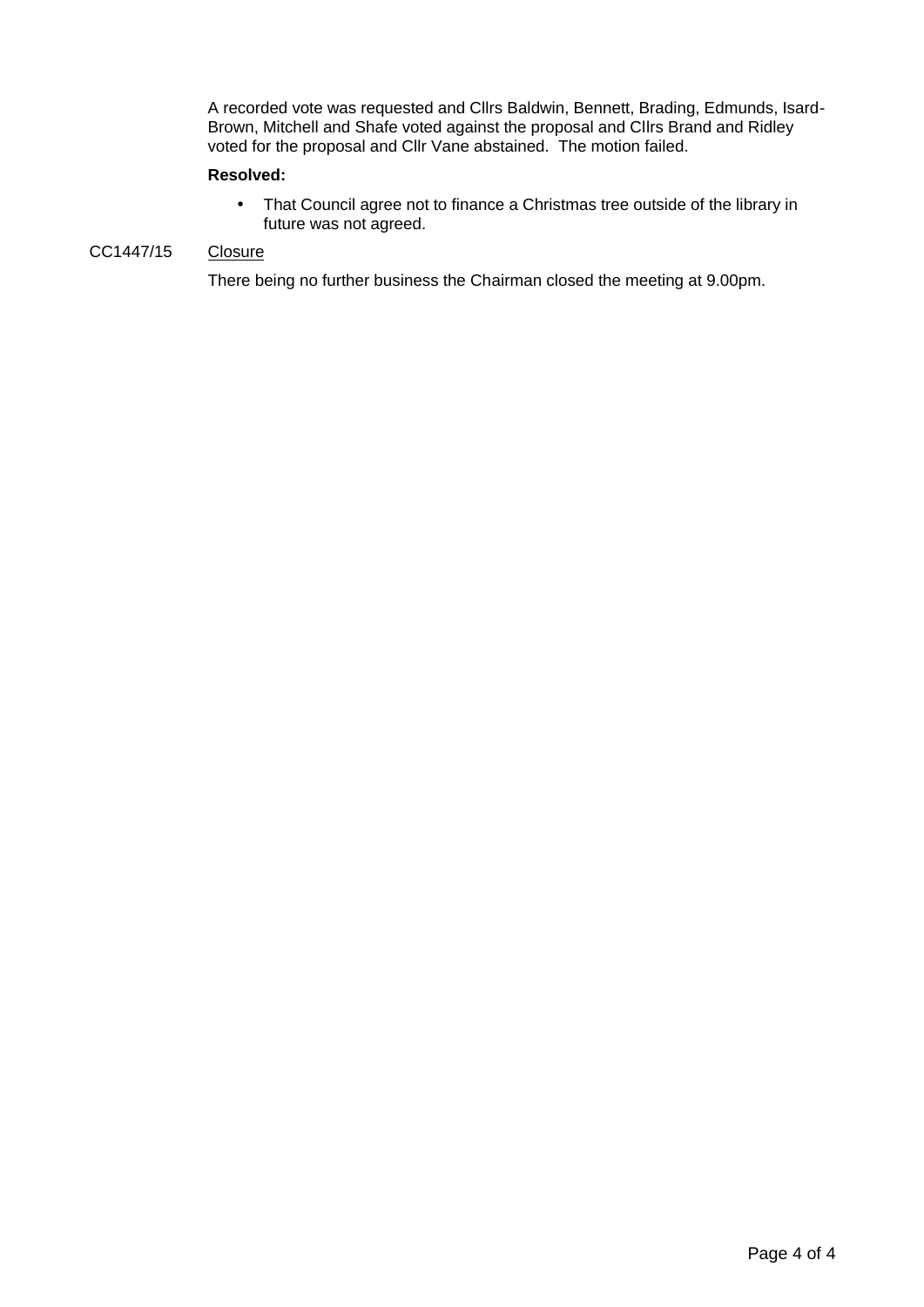A recorded vote was requested and Cllrs Baldwin, Bennett, Brading, Edmunds, Isard-Brown, Mitchell and Shafe voted against the proposal and Cllrs Brand and Ridley voted for the proposal and Cllr Vane abstained. The motion failed.

**Resolved:**

- That Council agree not to finance a Christmas tree outside of the library in future was not agreed.

CC1447/15 Closure

There being no further business the Chairman closed the meeting at 9.00pm.